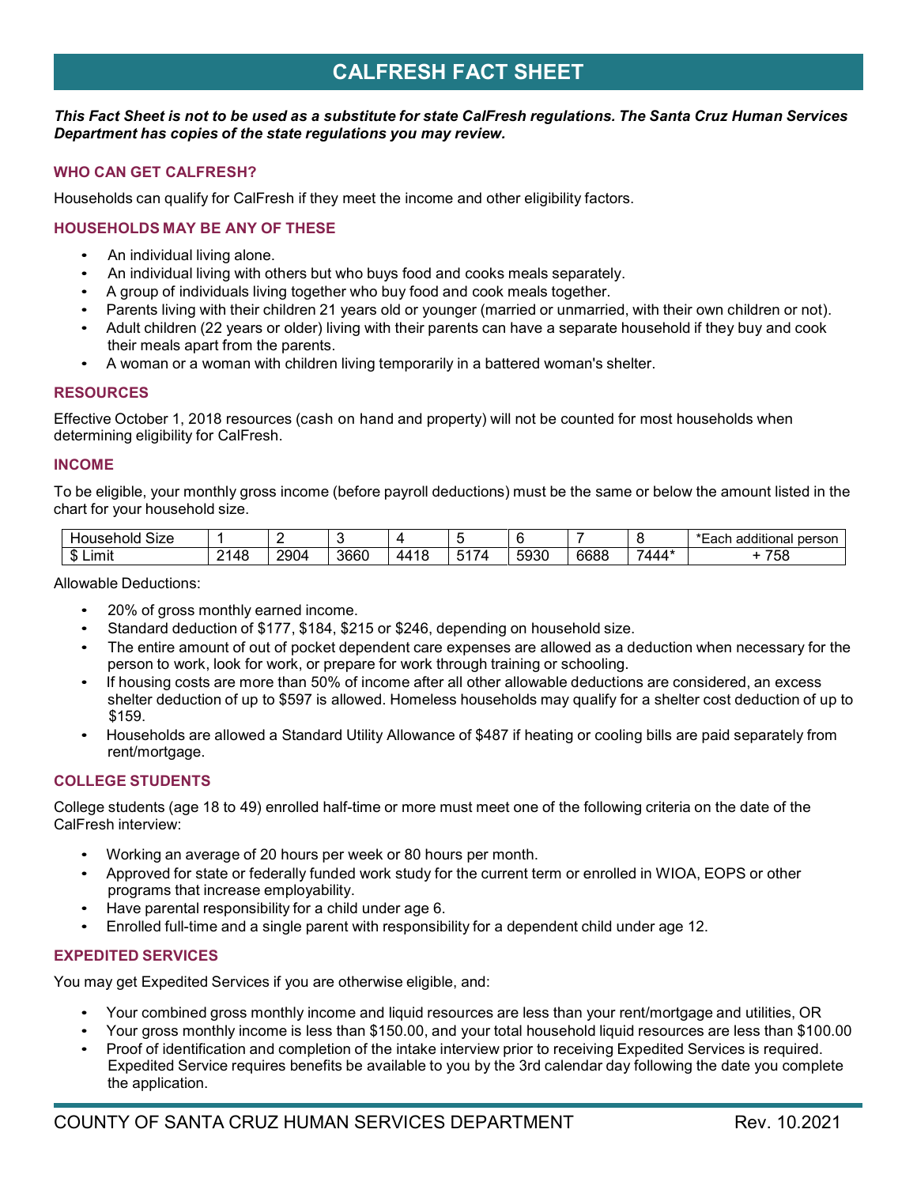# CALFRESH FACT SHEET

***This Fact Sheet is not to be used as a substitute for state CalFresh regulations. The Santa Cruz Human Services Department has copies of the state regulations you may review.***

## WHO CAN GET CALFRESH?

Households can qualify for CalFresh if they meet the income and other eligibility factors.

## HOUSEHOLDS MAY BE ANY OF THESE

- An individual living alone.
- An individual living with others but who buys food and cooks meals separately.
- A group of individuals living together who buy food and cook meals together.
- Parents living with their children 21 years old or younger (married or unmarried, with their own children or not).
- Adult children (22 years or older) living with their parents can have a separate household if they buy and cook their meals apart from the parents.
- A woman or a woman with children living temporarily in a battered woman's shelter.

## RESOURCES

Effective October 1, 2018 resources (cash on hand and property) will not be counted for most households when determining eligibility for CalFresh.

## INCOME

To be eligible, your monthly gross income (before payroll deductions) must be the same or below the amount listed in the chart for your household size.

| Household Size | 1 | 2 | 3 | 4 | 5 | 6 | 7 | 8 | *Each additional person |
|---|---|---|---|---|---|---|---|---|---|
| $ Limit | 2148 | 2904 | 3660 | 4418 | 5174 | 5930 | 6688 | 7444* | + 758 |

Allowable Deductions:

- 20% of gross monthly earned income.
- Standard deduction of $177, $184, $215 or $246, depending on household size.
- The entire amount of out of pocket dependent care expenses are allowed as a deduction when necessary for the person to work, look for work, or prepare for work through training or schooling.
- If housing costs are more than 50% of income after all other allowable deductions are considered, an excess shelter deduction of up to $597 is allowed. Homeless households may qualify for a shelter cost deduction of up to $159.
- Households are allowed a Standard Utility Allowance of $487 if heating or cooling bills are paid separately from rent/mortgage.

## COLLEGE STUDENTS

College students (age 18 to 49) enrolled half-time or more must meet one of the following criteria on the date of the CalFresh interview:

- Working an average of 20 hours per week or 80 hours per month.
- Approved for state or federally funded work study for the current term or enrolled in WIOA, EOPS or other programs that increase employability.
- Have parental responsibility for a child under age 6.
- Enrolled full-time and a single parent with responsibility for a dependent child under age 12.

## EXPEDITED SERVICES

You may get Expedited Services if you are otherwise eligible, and:

- Your combined gross monthly income and liquid resources are less than your rent/mortgage and utilities, OR
- Your gross monthly income is less than $150.00, and your total household liquid resources are less than $100.00
- Proof of identification and completion of the intake interview prior to receiving Expedited Services is required. Expedited Service requires benefits be available to you by the 3rd calendar day following the date you complete the application.

COUNTY OF SANTA CRUZ HUMAN SERVICES DEPARTMENT Rev. 10.2021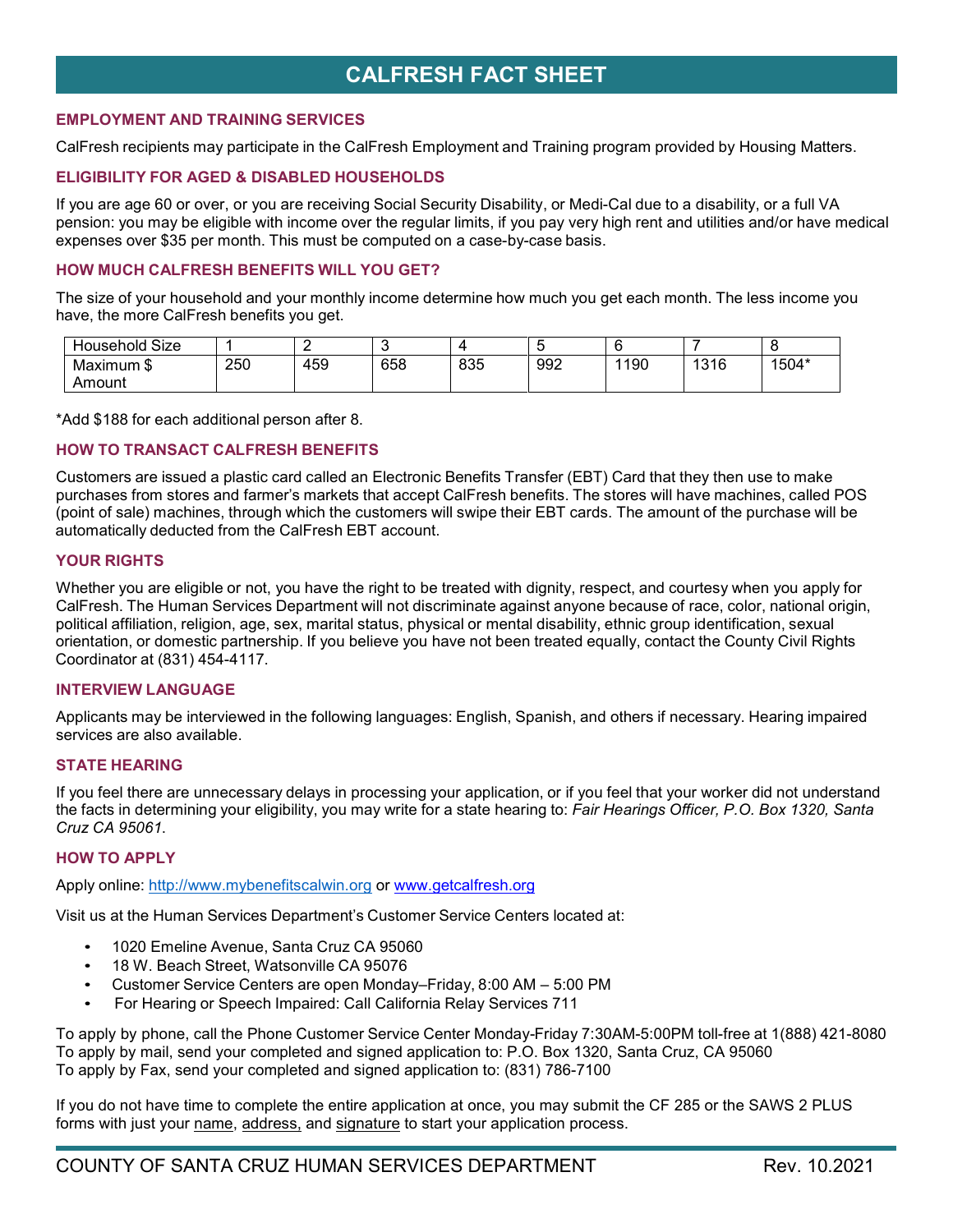# CALFRESH FACT SHEET

### EMPLOYMENT AND TRAINING SERVICES

CalFresh recipients may participate in the CalFresh Employment and Training program provided by Housing Matters.

### ELIGIBILITY FOR AGED & DISABLED HOUSEHOLDS

If you are age 60 or over, or you are receiving Social Security Disability, or Medi-Cal due to a disability, or a full VA pension: you may be eligible with income over the regular limits, if you pay very high rent and utilities and/or have medical expenses over $35 per month. This must be computed on a case-by-case basis.

### HOW MUCH CALFRESH BENEFITS WILL YOU GET?

The size of your household and your monthly income determine how much you get each month. The less income you have, the more CalFresh benefits you get.

| Household Size | 1 | 2 | 3 | 4 | 5 | 6 | 7 | 8 |
|---|---|---|---|---|---|---|---|---|
| Maximum $ Amount | 250 | 459 | 658 | 835 | 992 | 1190 | 1316 | 1504* |

*Add $188 for each additional person after 8.

### HOW TO TRANSACT CALFRESH BENEFITS

Customers are issued a plastic card called an Electronic Benefits Transfer (EBT) Card that they then use to make purchases from stores and farmer's markets that accept CalFresh benefits. The stores will have machines, called POS (point of sale) machines, through which the customers will swipe their EBT cards. The amount of the purchase will be automatically deducted from the CalFresh EBT account.

### YOUR RIGHTS

Whether you are eligible or not, you have the right to be treated with dignity, respect, and courtesy when you apply for CalFresh. The Human Services Department will not discriminate against anyone because of race, color, national origin, political affiliation, religion, age, sex, marital status, physical or mental disability, ethnic group identification, sexual orientation, or domestic partnership. If you believe you have not been treated equally, contact the County Civil Rights Coordinator at (831) 454-4117.

### INTERVIEW LANGUAGE

Applicants may be interviewed in the following languages: English, Spanish, and others if necessary. Hearing impaired services are also available.

### STATE HEARING

If you feel there are unnecessary delays in processing your application, or if you feel that your worker did not understand the facts in determining your eligibility, you may write for a state hearing to: *Fair Hearings Officer, P.O. Box 1320, Santa Cruz CA 95061.*

### HOW TO APPLY

Apply online: [http://www.mybenefitscalwin.org](http://www.mybenefitscalwin.org) or [www.getcalfresh.org](www.getcalfresh.org)

Visit us at the Human Services Department's Customer Service Centers located at:

- 1020 Emeline Avenue, Santa Cruz CA 95060
- 18 W. Beach Street, Watsonville CA 95076
- Customer Service Centers are open Monday–Friday, 8:00 AM – 5:00 PM
- For Hearing or Speech Impaired: Call California Relay Services 711

To apply by phone, call the Phone Customer Service Center Monday-Friday 7:30AM-5:00PM toll-free at 1(888) 421-8080
To apply by mail, send your completed and signed application to: P.O. Box 1320, Santa Cruz, CA 95060
To apply by Fax, send your completed and signed application to: (831) 786-7100

If you do not have time to complete the entire application at once, you may submit the CF 285 or the SAWS 2 PLUS forms with just your name, address, and signature to start your application process.

COUNTY OF SANTA CRUZ HUMAN SERVICES DEPARTMENT Rev. 10.2021